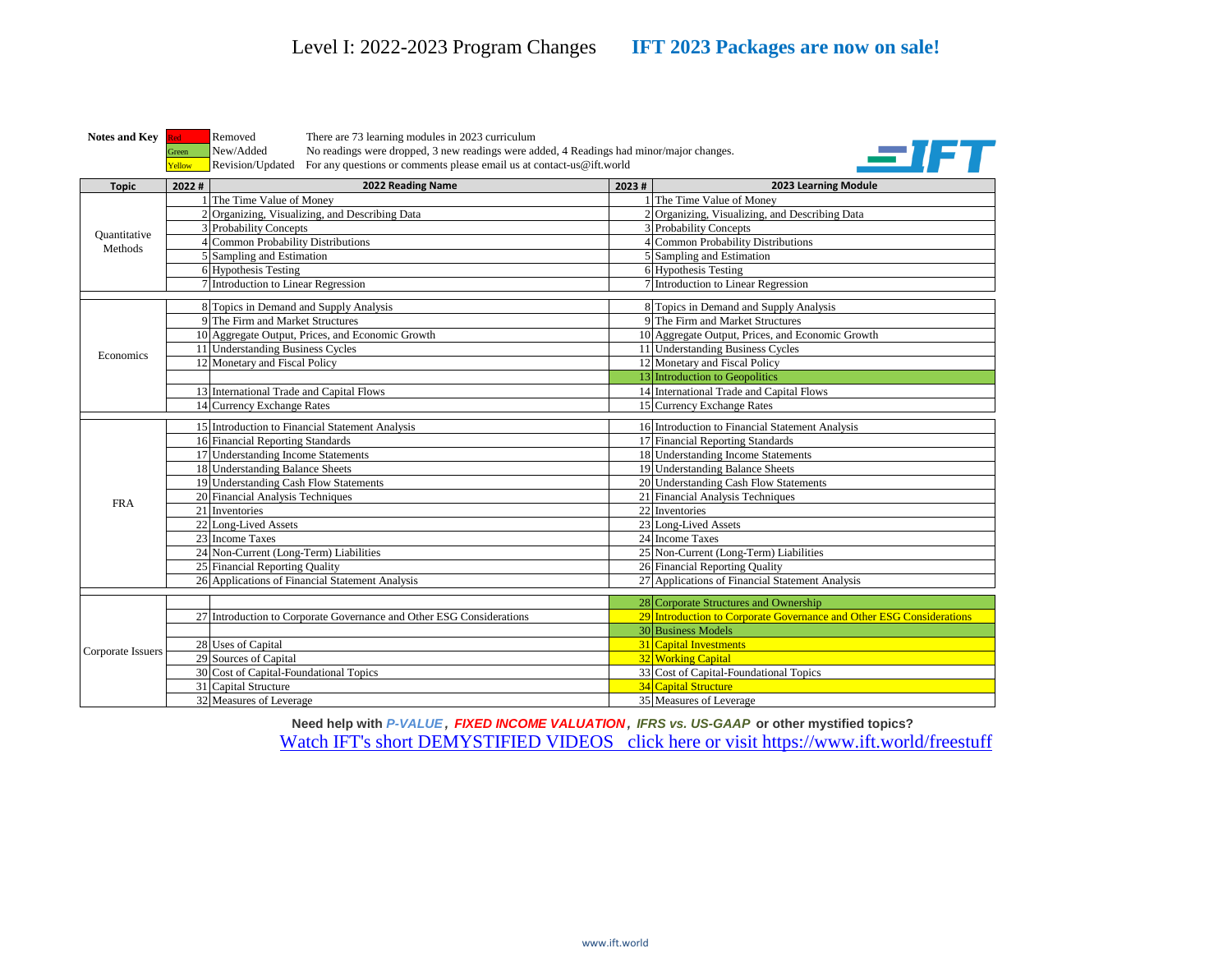# Level I: 2022-2023 Program Changes **IFT 2023 Packages are now on sale!**

**Notes and Key**

| Key | Meaning | Note |
|---|---|---|
| Red | Removed | There are 73 learning modules in 2023 curriculum |
| Green | New/Added | No readings were dropped, 3 new readings were added, 4 Readings had minor/major changes. |
| Yellow | Revision/Updated | For any questions or comments please email us at contact-us@ift.world |

| Topic | 2022 # | 2022 Reading Name | 2023 # | 2023 Learning Module |
|---|---|---|---|---|
| Quantitative Methods | 1 | The Time Value of Money | 1 | The Time Value of Money |
| | 2 | Organizing, Visualizing, and Describing Data | 2 | Organizing, Visualizing, and Describing Data |
| | 3 | Probability Concepts | 3 | Probability Concepts |
| | 4 | Common Probability Distributions | 4 | Common Probability Distributions |
| | 5 | Sampling and Estimation | 5 | Sampling and Estimation |
| | 6 | Hypothesis Testing | 6 | Hypothesis Testing |
| | 7 | Introduction to Linear Regression | 7 | Introduction to Linear Regression |
| Economics | 8 | Topics in Demand and Supply Analysis | 8 | Topics in Demand and Supply Analysis |
| | 9 | The Firm and Market Structures | 9 | The Firm and Market Structures |
| | 10 | Aggregate Output, Prices, and Economic Growth | 10 | Aggregate Output, Prices, and Economic Growth |
| | 11 | Understanding Business Cycles | 11 | Understanding Business Cycles |
| | 12 | Monetary and Fiscal Policy | 12 | Monetary and Fiscal Policy |
| | | | 13 | Introduction to Geopolitics (Green) |
| | 13 | International Trade and Capital Flows | 14 | International Trade and Capital Flows |
| | 14 | Currency Exchange Rates | 15 | Currency Exchange Rates |
| FRA | 15 | Introduction to Financial Statement Analysis | 16 | Introduction to Financial Statement Analysis |
| | 16 | Financial Reporting Standards | 17 | Financial Reporting Standards |
| | 17 | Understanding Income Statements | 18 | Understanding Income Statements |
| | 18 | Understanding Balance Sheets | 19 | Understanding Balance Sheets |
| | 19 | Understanding Cash Flow Statements | 20 | Understanding Cash Flow Statements |
| | 20 | Financial Analysis Techniques | 21 | Financial Analysis Techniques |
| | 21 | Inventories | 22 | Inventories |
| | 22 | Long-Lived Assets | 23 | Long-Lived Assets |
| | 23 | Income Taxes | 24 | Income Taxes |
| | 24 | Non-Current (Long-Term) Liabilities | 25 | Non-Current (Long-Term) Liabilities |
| | 25 | Financial Reporting Quality | 26 | Financial Reporting Quality |
| | 26 | Applications of Financial Statement Analysis | 27 | Applications of Financial Statement Analysis |
| Corporate Issuers | | | 28 | Corporate Structures and Ownership (Green) |
| | 27 | Introduction to Corporate Governance and Other ESG Considerations | 29 | Introduction to Corporate Governance and Other ESG Considerations (Yellow) |
| | | | 30 | Business Models (Green) |
| | 28 | Uses of Capital | 31 | Capital Investments (Yellow) |
| | 29 | Sources of Capital | 32 | Working Capital (Yellow) |
| | 30 | Cost of Capital-Foundational Topics | 33 | Cost of Capital-Foundational Topics |
| | 31 | Capital Structure | 34 | Capital Structure (Yellow) |
| | 32 | Measures of Leverage | 35 | Measures of Leverage |

**Need help with *P-VALUE*, *FIXED INCOME VALUATION*, *IFRS vs. US-GAAP* or other mystified topics?**

Watch IFT's short DEMYSTIFIED VIDEOS click here or visit https://www.ift.world/freestuff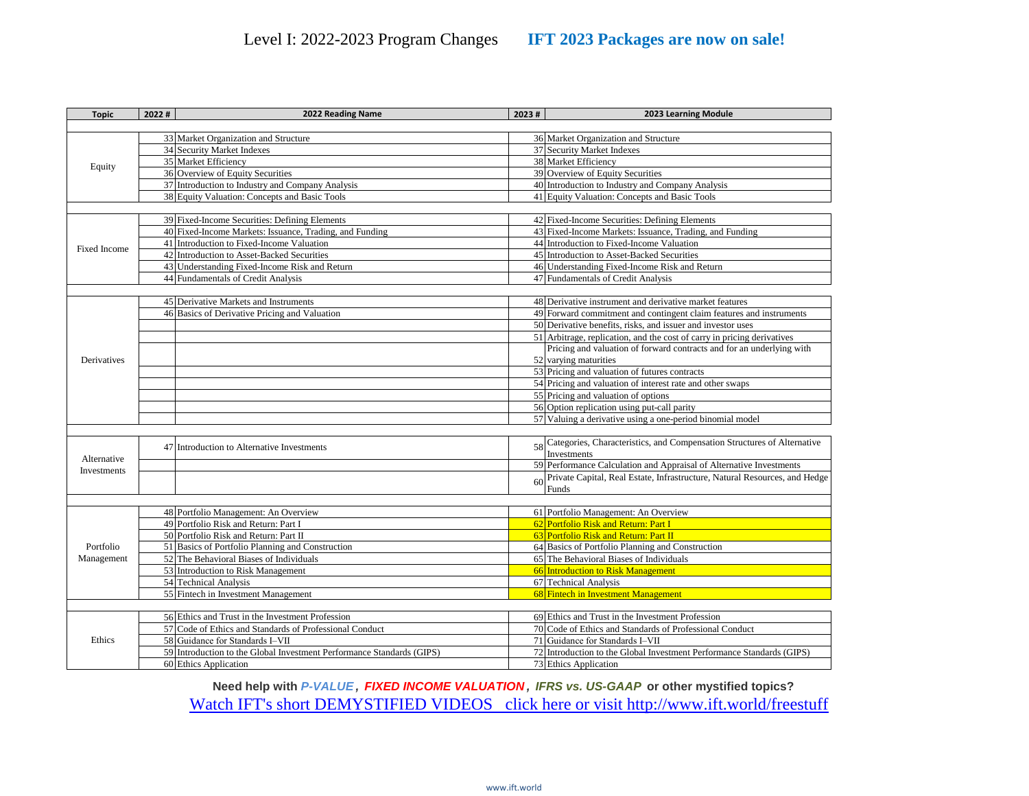# Level I: 2022-2023 Program Changes **IFT 2023 Packages are now on sale!**

| Topic | 2022 # | 2022 Reading Name | 2023 # | 2023 Learning Module |
|---|---|---|---|---|
| Equity | 33 | Market Organization and Structure | 36 | Market Organization and Structure |
| | 34 | Security Market Indexes | 37 | Security Market Indexes |
| | 35 | Market Efficiency | 38 | Market Efficiency |
| | 36 | Overview of Equity Securities | 39 | Overview of Equity Securities |
| | 37 | Introduction to Industry and Company Analysis | 40 | Introduction to Industry and Company Analysis |
| | 38 | Equity Valuation: Concepts and Basic Tools | 41 | Equity Valuation: Concepts and Basic Tools |
| Fixed Income | 39 | Fixed-Income Securities: Defining Elements | 42 | Fixed-Income Securities: Defining Elements |
| | 40 | Fixed-Income Markets: Issuance, Trading, and Funding | 43 | Fixed-Income Markets: Issuance, Trading, and Funding |
| | 41 | Introduction to Fixed-Income Valuation | 44 | Introduction to Fixed-Income Valuation |
| | 42 | Introduction to Asset-Backed Securities | 45 | Introduction to Asset-Backed Securities |
| | 43 | Understanding Fixed-Income Risk and Return | 46 | Understanding Fixed-Income Risk and Return |
| | 44 | Fundamentals of Credit Analysis | 47 | Fundamentals of Credit Analysis |
| Derivatives | 45 | Derivative Markets and Instruments | 48 | Derivative instrument and derivative market features |
| | 46 | Basics of Derivative Pricing and Valuation | 49 | Forward commitment and contingent claim features and instruments |
| | | | 50 | Derivative benefits, risks, and issuer and investor uses |
| | | | 51 | Arbitrage, replication, and the cost of carry in pricing derivatives |
| | | | 52 | Pricing and valuation of forward contracts and for an underlying with varying maturities |
| | | | 53 | Pricing and valuation of futures contracts |
| | | | 54 | Pricing and valuation of interest rate and other swaps |
| | | | 55 | Pricing and valuation of options |
| | | | 56 | Option replication using put-call parity |
| | | | 57 | Valuing a derivative using a one-period binomial model |
| Alternative Investments | 47 | Introduction to Alternative Investments | 58 | Categories, Characteristics, and Compensation Structures of Alternative Investments |
| | | | 59 | Performance Calculation and Appraisal of Alternative Investments |
| | | | 60 | Private Capital, Real Estate, Infrastructure, Natural Resources, and Hedge Funds |
| Portfolio Management | 48 | Portfolio Management: An Overview | 61 | Portfolio Management: An Overview |
| | 49 | Portfolio Risk and Return: Part I | 62 | Portfolio Risk and Return: Part I |
| | 50 | Portfolio Risk and Return: Part II | 63 | Portfolio Risk and Return: Part II |
| | 51 | Basics of Portfolio Planning and Construction | 64 | Basics of Portfolio Planning and Construction |
| | 52 | The Behavioral Biases of Individuals | 65 | The Behavioral Biases of Individuals |
| | 53 | Introduction to Risk Management | 66 | Introduction to Risk Management |
| | 54 | Technical Analysis | 67 | Technical Analysis |
| | 55 | Fintech in Investment Management | 68 | Fintech in Investment Management |
| Ethics | 56 | Ethics and Trust in the Investment Profession | 69 | Ethics and Trust in the Investment Profession |
| | 57 | Code of Ethics and Standards of Professional Conduct | 70 | Code of Ethics and Standards of Professional Conduct |
| | 58 | Guidance for Standards I–VII | 71 | Guidance for Standards I–VII |
| | 59 | Introduction to the Global Investment Performance Standards (GIPS) | 72 | Introduction to the Global Investment Performance Standards (GIPS) |
| | 60 | Ethics Application | 73 | Ethics Application |

**Need help with *P-VALUE*, *FIXED INCOME VALUATION*, *IFRS vs. US-GAAP* or other mystified topics?**

Watch IFT's short DEMYSTIFIED VIDEOS click here or visit http://www.ift.world/freestuff

www.ift.world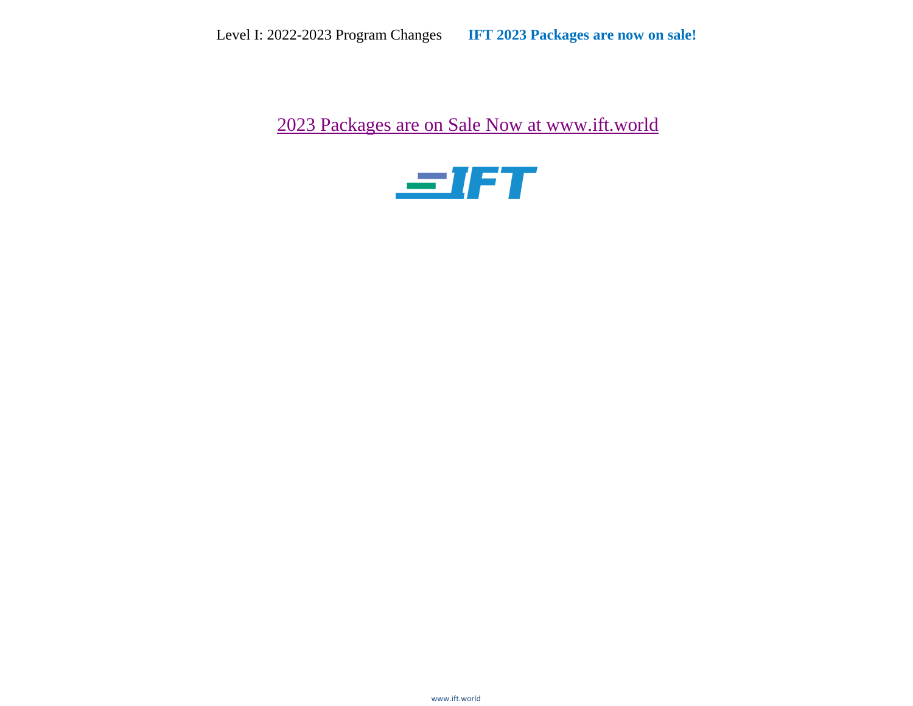2023 Packages are on Sale Now at www.ift.world